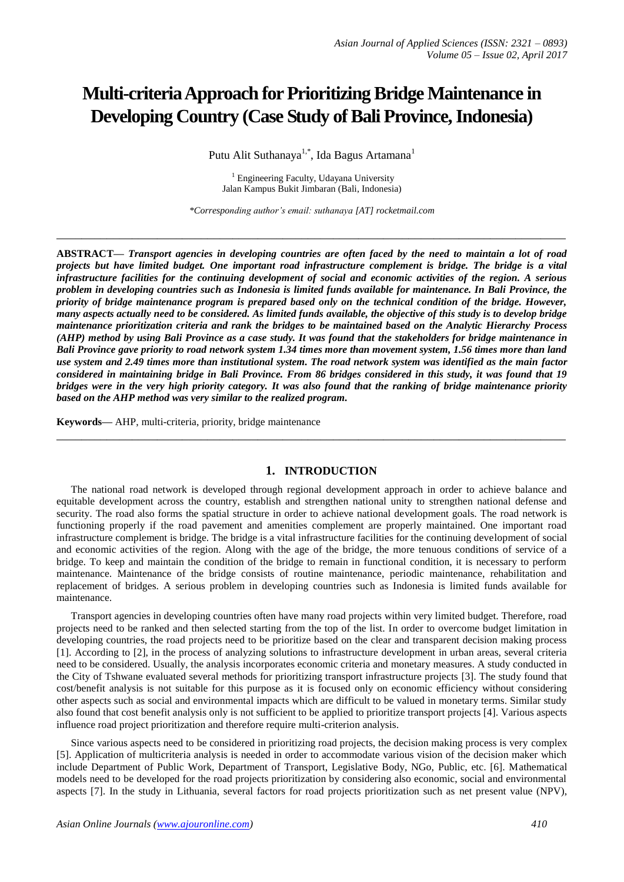# Multi-criteria Approach for Prioritizing Bridge Maintenance in Developing Country (Case Study of Bali Province, Indonesia)

Putu Alit Suthanaya[1,*], Ida Bagus Artamana[1]

[1] Engineering Faculty, Udayana University
Jalan Kampus Bukit Jimbaran (Bali, Indonesia)

*\*Corresponding author's email: suthanaya [AT] rocketmail.com*

---

**ABSTRACT—** ***Transport agencies in developing countries are often faced by the need to maintain a lot of road projects but have limited budget. One important road infrastructure complement is bridge. The bridge is a vital infrastructure facilities for the continuing development of social and economic activities of the region. A serious problem in developing countries such as Indonesia is limited funds available for maintenance. In Bali Province, the priority of bridge maintenance program is prepared based only on the technical condition of the bridge. However, many aspects actually need to be considered. As limited funds available, the objective of this study is to develop bridge maintenance prioritization criteria and rank the bridges to be maintained based on the Analytic Hierarchy Process (AHP) method by using Bali Province as a case study. It was found that the stakeholders for bridge maintenance in Bali Province gave priority to road network system 1.34 times more than movement system, 1.56 times more than land use system and 2.49 times more than institutional system. The road network system was identified as the main factor considered in maintaining bridge in Bali Province. From 86 bridges considered in this study, it was found that 19 bridges were in the very high priority category. It was also found that the ranking of bridge maintenance priority based on the AHP method was very similar to the realized program.***

**Keywords—** AHP, multi-criteria, priority, bridge maintenance

---

## 1. INTRODUCTION

The national road network is developed through regional development approach in order to achieve balance and equitable development across the country, establish and strengthen national unity to strengthen national defense and security. The road also forms the spatial structure in order to achieve national development goals. The road network is functioning properly if the road pavement and amenities complement are properly maintained. One important road infrastructure complement is bridge. The bridge is a vital infrastructure facilities for the continuing development of social and economic activities of the region. Along with the age of the bridge, the more tenuous conditions of service of a bridge. To keep and maintain the condition of the bridge to remain in functional condition, it is necessary to perform maintenance. Maintenance of the bridge consists of routine maintenance, periodic maintenance, rehabilitation and replacement of bridges. A serious problem in developing countries such as Indonesia is limited funds available for maintenance.

Transport agencies in developing countries often have many road projects within very limited budget. Therefore, road projects need to be ranked and then selected starting from the top of the list. In order to overcome budget limitation in developing countries, the road projects need to be prioritize based on the clear and transparent decision making process [1]. According to [2], in the process of analyzing solutions to infrastructure development in urban areas, several criteria need to be considered. Usually, the analysis incorporates economic criteria and monetary measures. A study conducted in the City of Tshwane evaluated several methods for prioritizing transport infrastructure projects [3]. The study found that cost/benefit analysis is not suitable for this purpose as it is focused only on economic efficiency without considering other aspects such as social and environmental impacts which are difficult to be valued in monetary terms. Similar study also found that cost benefit analysis only is not sufficient to be applied to prioritize transport projects [4]. Various aspects influence road project prioritization and therefore require multi-criterion analysis.

Since various aspects need to be considered in prioritizing road projects, the decision making process is very complex [5]. Application of multicriteria analysis is needed in order to accommodate various vision of the decision maker which include Department of Public Work, Department of Transport, Legislative Body, NGo, Public, etc. [6]. Mathematical models need to be developed for the road projects prioritization by considering also economic, social and environmental aspects [7]. In the study in Lithuania, several factors for road projects prioritization such as net present value (NPV),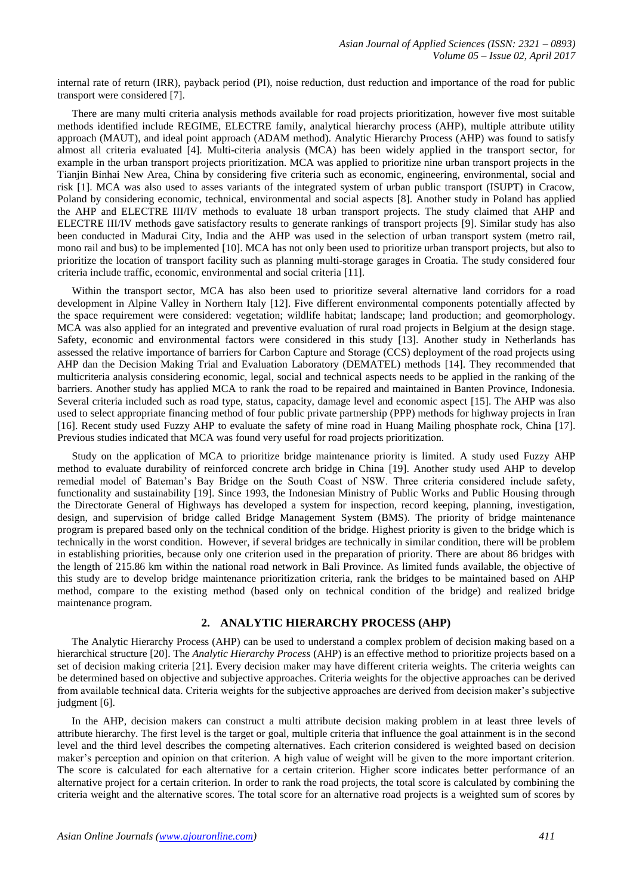internal rate of return (IRR), payback period (PI), noise reduction, dust reduction and importance of the road for public transport were considered [7].

There are many multi criteria analysis methods available for road projects prioritization, however five most suitable methods identified include REGIME, ELECTRE family, analytical hierarchy process (AHP), multiple attribute utility approach (MAUT), and ideal point approach (ADAM method). Analytic Hierarchy Process (AHP) was found to satisfy almost all criteria evaluated [4]. Multi-citeria analysis (MCA) has been widely applied in the transport sector, for example in the urban transport projects prioritization. MCA was applied to prioritize nine urban transport projects in the Tianjin Binhai New Area, China by considering five criteria such as economic, engineering, environmental, social and risk [1]. MCA was also used to asses variants of the integrated system of urban public transport (ISUPT) in Cracow, Poland by considering economic, technical, environmental and social aspects [8]. Another study in Poland has applied the AHP and ELECTRE III/IV methods to evaluate 18 urban transport projects. The study claimed that AHP and ELECTRE III/IV methods gave satisfactory results to generate rankings of transport projects [9]. Similar study has also been conducted in Madurai City, India and the AHP was used in the selection of urban transport system (metro rail, mono rail and bus) to be implemented [10]. MCA has not only been used to prioritize urban transport projects, but also to prioritize the location of transport facility such as planning multi-storage garages in Croatia. The study considered four criteria include traffic, economic, environmental and social criteria [11].

Within the transport sector, MCA has also been used to prioritize several alternative land corridors for a road development in Alpine Valley in Northern Italy [12]. Five different environmental components potentially affected by the space requirement were considered: vegetation; wildlife habitat; landscape; land production; and geomorphology. MCA was also applied for an integrated and preventive evaluation of rural road projects in Belgium at the design stage. Safety, economic and environmental factors were considered in this study [13]. Another study in Netherlands has assessed the relative importance of barriers for Carbon Capture and Storage (CCS) deployment of the road projects using AHP dan the Decision Making Trial and Evaluation Laboratory (DEMATEL) methods [14]. They recommended that multicriteria analysis considering economic, legal, social and technical aspects needs to be applied in the ranking of the barriers. Another study has applied MCA to rank the road to be repaired and maintained in Banten Province, Indonesia. Several criteria included such as road type, status, capacity, damage level and economic aspect [15]. The AHP was also used to select appropriate financing method of four public private partnership (PPP) methods for highway projects in Iran [16]. Recent study used Fuzzy AHP to evaluate the safety of mine road in Huang Mailing phosphate rock, China [17]. Previous studies indicated that MCA was found very useful for road projects prioritization.

Study on the application of MCA to prioritize bridge maintenance priority is limited. A study used Fuzzy AHP method to evaluate durability of reinforced concrete arch bridge in China [19]. Another study used AHP to develop remedial model of Bateman's Bay Bridge on the South Coast of NSW. Three criteria considered include safety, functionality and sustainability [19]. Since 1993, the Indonesian Ministry of Public Works and Public Housing through the Directorate General of Highways has developed a system for inspection, record keeping, planning, investigation, design, and supervision of bridge called Bridge Management System (BMS). The priority of bridge maintenance program is prepared based only on the technical condition of the bridge. Highest priority is given to the bridge which is technically in the worst condition. However, if several bridges are technically in similar condition, there will be problem in establishing priorities, because only one criterion used in the preparation of priority. There are about 86 bridges with the length of 215.86 km within the national road network in Bali Province. As limited funds available, the objective of this study are to develop bridge maintenance prioritization criteria, rank the bridges to be maintained based on AHP method, compare to the existing method (based only on technical condition of the bridge) and realized bridge maintenance program.

## 2. ANALYTIC HIERARCHY PROCESS (AHP)

The Analytic Hierarchy Process (AHP) can be used to understand a complex problem of decision making based on a hierarchical structure [20]. The *Analytic Hierarchy Process* (AHP) is an effective method to prioritize projects based on a set of decision making criteria [21]. Every decision maker may have different criteria weights. The criteria weights can be determined based on objective and subjective approaches. Criteria weights for the objective approaches can be derived from available technical data. Criteria weights for the subjective approaches are derived from decision maker's subjective judgment [6].

In the AHP, decision makers can construct a multi attribute decision making problem in at least three levels of attribute hierarchy. The first level is the target or goal, multiple criteria that influence the goal attainment is in the second level and the third level describes the competing alternatives. Each criterion considered is weighted based on decision maker's perception and opinion on that criterion. A high value of weight will be given to the more important criterion. The score is calculated for each alternative for a certain criterion. Higher score indicates better performance of an alternative project for a certain criterion. In order to rank the road projects, the total score is calculated by combining the criteria weight and the alternative scores. The total score for an alternative road projects is a weighted sum of scores by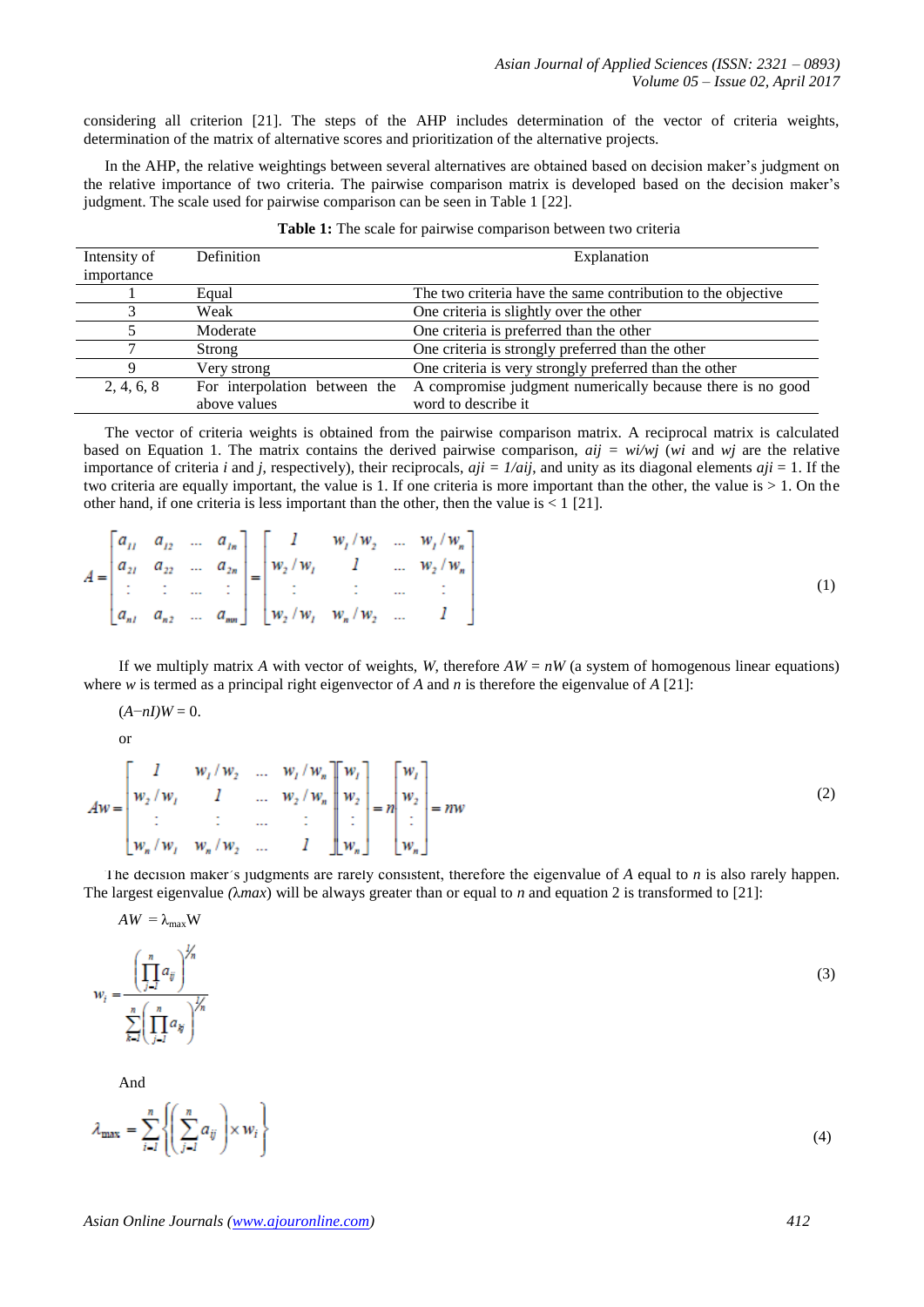considering all criterion [21]. The steps of the AHP includes determination of the vector of criteria weights, determination of the matrix of alternative scores and prioritization of the alternative projects.

In the AHP, the relative weightings between several alternatives are obtained based on decision maker's judgment on the relative importance of two criteria. The pairwise comparison matrix is developed based on the decision maker's judgment. The scale used for pairwise comparison can be seen in Table 1 [22].

**Table 1:** The scale for pairwise comparison between two criteria

| Intensity of importance | Definition | Explanation |
|---|---|---|
| 1 | Equal | The two criteria have the same contribution to the objective |
| 3 | Weak | One criteria is slightly over the other |
| 5 | Moderate | One criteria is preferred than the other |
| 7 | Strong | One criteria is strongly preferred than the other |
| 9 | Very strong | One criteria is very strongly preferred than the other |
| 2, 4, 6, 8 | For interpolation between the above values | A compromise judgment numerically because there is no good word to describe it |

The vector of criteria weights is obtained from the pairwise comparison matrix. A reciprocal matrix is calculated based on Equation 1. The matrix contains the derived pairwise comparison, $a_{ij} = w_i/w_j$ ($w_i$ and $w_j$ are the relative importance of criteria $i$ and $j$, respectively), their reciprocals, $a_{ji} = 1/a_{ij}$, and unity as its diagonal elements $a_{ji} = 1$. If the two criteria are equally important, the value is 1. If one criteria is more important than the other, the value is > 1. On the other hand, if one criteria is less important than the other, then the value is < 1 [21].

$$A = \begin{bmatrix} a_{11} & a_{12} & \cdots & a_{1n} \\ a_{21} & a_{22} & \cdots & a_{2n} \\ \vdots & \vdots & \cdots & \vdots \\ a_{n1} & a_{n2} & \cdots & a_{nn} \end{bmatrix} = \begin{bmatrix} 1 & w_1/w_2 & \cdots & w_1/w_n \\ w_2/w_1 & 1 & \cdots & w_2/w_n \\ \vdots & \vdots & \cdots & \vdots \\ w_2/w_1 & w_n/w_2 & \cdots & 1 \end{bmatrix} \tag{1}$$

If we multiply matrix $A$ with vector of weights, $W$, therefore $AW = nW$ (a system of homogenous linear equations) where $w$ is termed as a principal right eigenvector of $A$ and $n$ is therefore the eigenvalue of $A$ [21]:

$(A-nI)W = 0.$

or

$$Aw = \begin{bmatrix} 1 & w_1/w_2 & \cdots & w_1/w_n \\ w_2/w_1 & 1 & \cdots & w_2/w_n \\ \vdots & \vdots & \cdots & \vdots \\ w_n/w_1 & w_n/w_2 & \cdots & 1 \end{bmatrix} \begin{bmatrix} w_1 \\ w_2 \\ \vdots \\ w_n \end{bmatrix} = n \begin{bmatrix} w_1 \\ w_2 \\ \vdots \\ w_n \end{bmatrix} = nw \tag{2}$$

The decision maker's judgments are rarely consistent, therefore the eigenvalue of $A$ equal to $n$ is also rarely happen. The largest eigenvalue ($\lambda max$) will be always greater than or equal to $n$ and equation 2 is transformed to [21]:

$AW = \lambda_{\max} W$

$$w_i = \frac{\left(\prod_{j=1}^{n} a_{ij}\right)^{1/n}}{\sum_{k=1}^{n}\left(\prod_{j=1}^{n} a_{kj}\right)^{1/n}} \tag{3}$$

And

$$\lambda_{\max} = \sum_{i=1}^{n}\left\{\left(\sum_{j=1}^{n} a_{ij}\right) \times w_i\right\} \tag{4}$$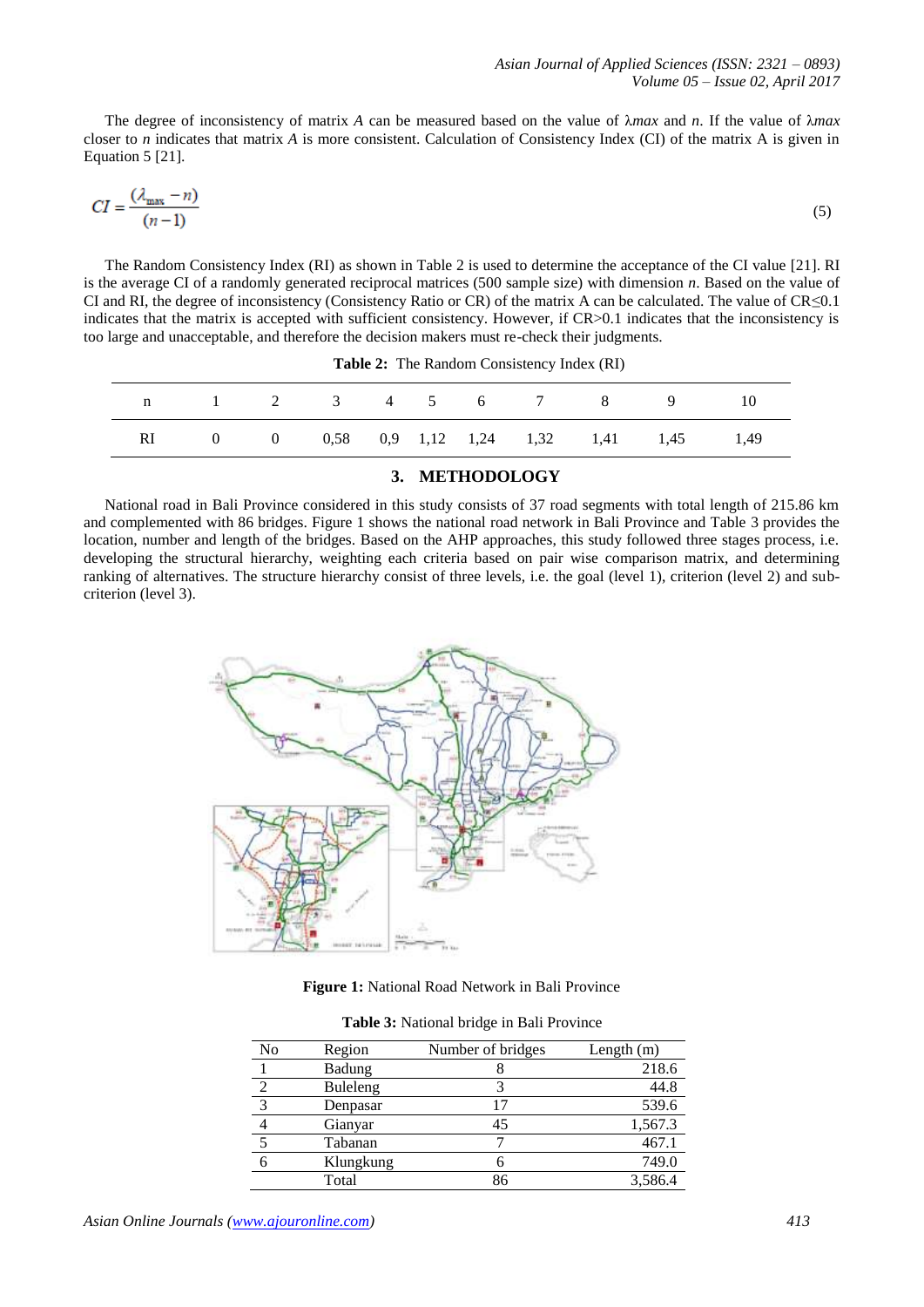The degree of inconsistency of matrix *A* can be measured based on the value of $\lambda max$ and *n*. If the value of $\lambda max$ closer to *n* indicates that matrix *A* is more consistent. Calculation of Consistency Index (CI) of the matrix A is given in Equation 5 [21].

$$CI = \frac{(\lambda_{\max} - n)}{(n-1)} \tag{5}$$

The Random Consistency Index (RI) as shown in Table 2 is used to determine the acceptance of the CI value [21]. RI is the average CI of a randomly generated reciprocal matrices (500 sample size) with dimension *n*. Based on the value of CI and RI, the degree of inconsistency (Consistency Ratio or CR) of the matrix A can be calculated. The value of CR≤0.1 indicates that the matrix is accepted with sufficient consistency. However, if CR>0.1 indicates that the inconsistency is too large and unacceptable, and therefore the decision makers must re-check their judgments.

**Table 2:** The Random Consistency Index (RI)

| n | 1 | 2 | 3 | 4 | 5 | 6 | 7 | 8 | 9 | 10 |
|---|---|---|---|---|---|---|---|---|---|---|
| RI | 0 | 0 | 0,58 | 0,9 | 1,12 | 1,24 | 1,32 | 1,41 | 1,45 | 1,49 |

## 3. METHODOLOGY

National road in Bali Province considered in this study consists of 37 road segments with total length of 215.86 km and complemented with 86 bridges. Figure 1 shows the national road network in Bali Province and Table 3 provides the location, number and length of the bridges. Based on the AHP approaches, this study followed three stages process, i.e. developing the structural hierarchy, weighting each criteria based on pair wise comparison matrix, and determining ranking of alternatives. The structure hierarchy consist of three levels, i.e. the goal (level 1), criterion (level 2) and sub-criterion (level 3).

**Figure 1:** National Road Network in Bali Province

**Table 3:** National bridge in Bali Province

| No | Region | Number of bridges | Length (m) |
|---|---|---|---|
| 1 | Badung | 8 | 218.6 |
| 2 | Buleleng | 3 | 44.8 |
| 3 | Denpasar | 17 | 539.6 |
| 4 | Gianyar | 45 | 1,567.3 |
| 5 | Tabanan | 7 | 467.1 |
| 6 | Klungkung | 6 | 749.0 |
| | Total | 86 | 3,586.4 |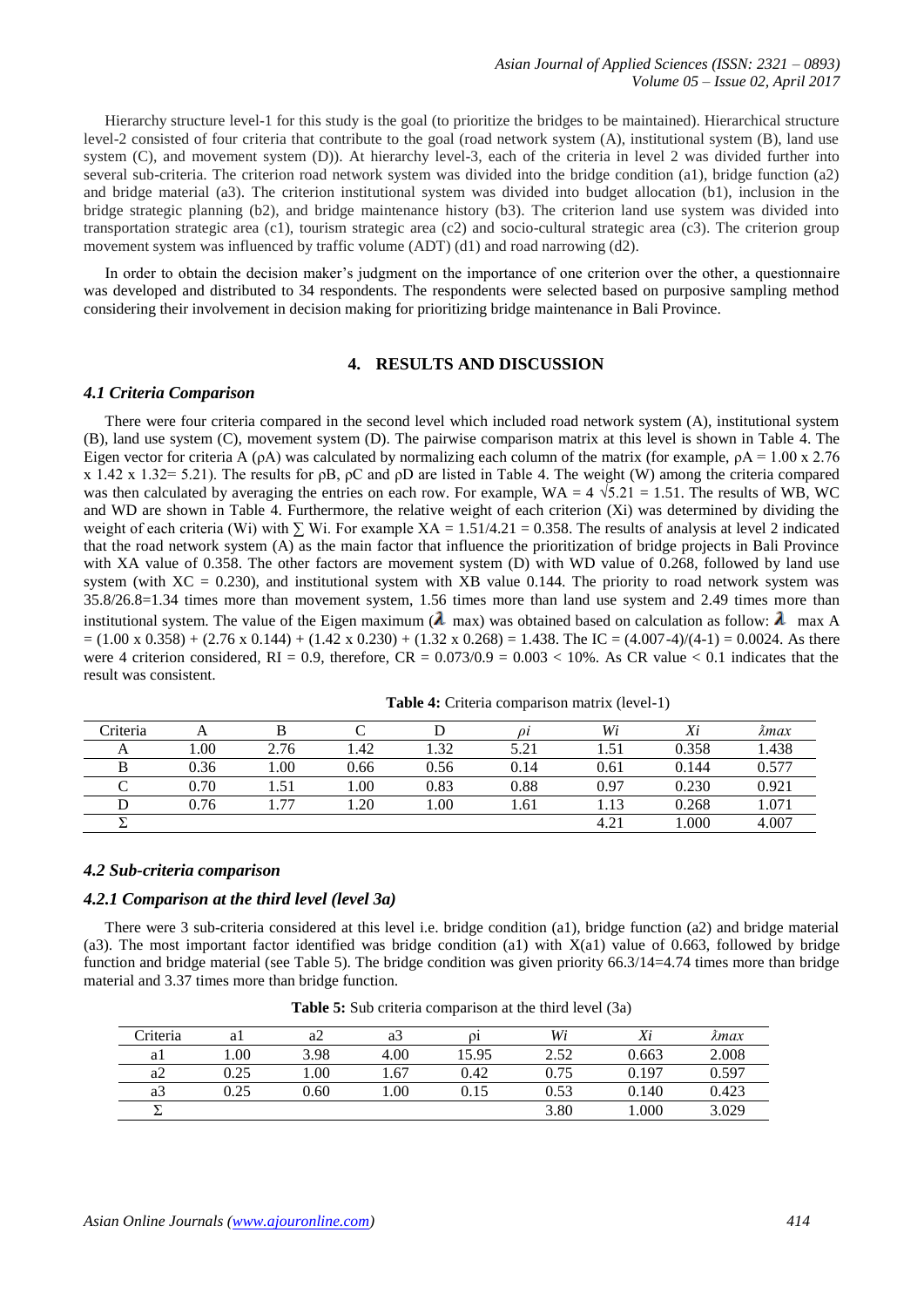Hierarchy structure level-1 for this study is the goal (to prioritize the bridges to be maintained). Hierarchical structure level-2 consisted of four criteria that contribute to the goal (road network system (A), institutional system (B), land use system (C), and movement system (D)). At hierarchy level-3, each of the criteria in level 2 was divided further into several sub-criteria. The criterion road network system was divided into the bridge condition (a1), bridge function (a2) and bridge material (a3). The criterion institutional system was divided into budget allocation (b1), inclusion in the bridge strategic planning (b2), and bridge maintenance history (b3). The criterion land use system was divided into transportation strategic area (c1), tourism strategic area (c2) and socio-cultural strategic area (c3). The criterion group movement system was influenced by traffic volume (ADT) (d1) and road narrowing (d2).

In order to obtain the decision maker's judgment on the importance of one criterion over the other, a questionnaire was developed and distributed to 34 respondents. The respondents were selected based on purposive sampling method considering their involvement in decision making for prioritizing bridge maintenance in Bali Province.

## 4. RESULTS AND DISCUSSION

### 4.1 Criteria Comparison

There were four criteria compared in the second level which included road network system (A), institutional system (B), land use system (C), movement system (D). The pairwise comparison matrix at this level is shown in Table 4. The Eigen vector for criteria A ($\rho A$) was calculated by normalizing each column of the matrix (for example, $\rho A = 1.00 \times 2.76 \times 1.42 \times 1.32 = 5.21$). The results for $\rho B$, $\rho C$ and $\rho D$ are listed in Table 4. The weight (W) among the criteria compared was then calculated by averaging the entries on each row. For example, $WA = 4\sqrt{5.21} = 1.51$. The results of WB, WC and WD are shown in Table 4. Furthermore, the relative weight of each criterion (Xi) was determined by dividing the weight of each criteria (Wi) with $\sum$ Wi. For example $XA = 1.51/4.21 = 0.358$. The results of analysis at level 2 indicated that the road network system (A) as the main factor that influence the prioritization of bridge projects in Bali Province with XA value of 0.358. The other factors are movement system (D) with WD value of 0.268, followed by land use system (with $XC = 0.230$), and institutional system with XB value 0.144. The priority to road network system was 35.8/26.8=1.34 times more than movement system, 1.56 times more than land use system and 2.49 times more than institutional system. The value of the Eigen maximum ($\lambda$ max) was obtained based on calculation as follow: $\lambda$ max A $= (1.00 \times 0.358) + (2.76 \times 0.144) + (1.42 \times 0.230) + (1.32 \times 0.268) = 1.438$. The $IC = (4.007-4)/(4-1) = 0.0024$. As there were 4 criterion considered, $RI = 0.9$, therefore, $CR = 0.073/0.9 = 0.003 < 10\%$. As CR value < 0.1 indicates that the result was consistent.

**Table 4:** Criteria comparison matrix (level-1)

| Criteria | A | B | C | D | $\rho i$ | *Wi* | *Xi* | $\lambda max$ |
|---|---|---|---|---|---|---|---|---|
| A | 1.00 | 2.76 | 1.42 | 1.32 | 5.21 | 1.51 | 0.358 | 1.438 |
| B | 0.36 | 1.00 | 0.66 | 0.56 | 0.14 | 0.61 | 0.144 | 0.577 |
| C | 0.70 | 1.51 | 1.00 | 0.83 | 0.88 | 0.97 | 0.230 | 0.921 |
| D | 0.76 | 1.77 | 1.20 | 1.00 | 1.61 | 1.13 | 0.268 | 1.071 |
| $\sum$ | | | | | | 4.21 | 1.000 | 4.007 |

### 4.2 Sub-criteria comparison

#### 4.2.1 Comparison at the third level (level 3a)

There were 3 sub-criteria considered at this level i.e. bridge condition (a1), bridge function (a2) and bridge material (a3). The most important factor identified was bridge condition (a1) with X(a1) value of 0.663, followed by bridge function and bridge material (see Table 5). The bridge condition was given priority 66.3/14=4.74 times more than bridge material and 3.37 times more than bridge function.

**Table 5:** Sub criteria comparison at the third level (3a)

| Criteria | a1 | a2 | a3 | ρi | *Wi* | *Xi* | $\lambda max$ |
|---|---|---|---|---|---|---|---|
| a1 | 1.00 | 3.98 | 4.00 | 15.95 | 2.52 | 0.663 | 2.008 |
| a2 | 0.25 | 1.00 | 1.67 | 0.42 | 0.75 | 0.197 | 0.597 |
| a3 | 0.25 | 0.60 | 1.00 | 0.15 | 0.53 | 0.140 | 0.423 |
| $\sum$ | | | | | 3.80 | 1.000 | 3.029 |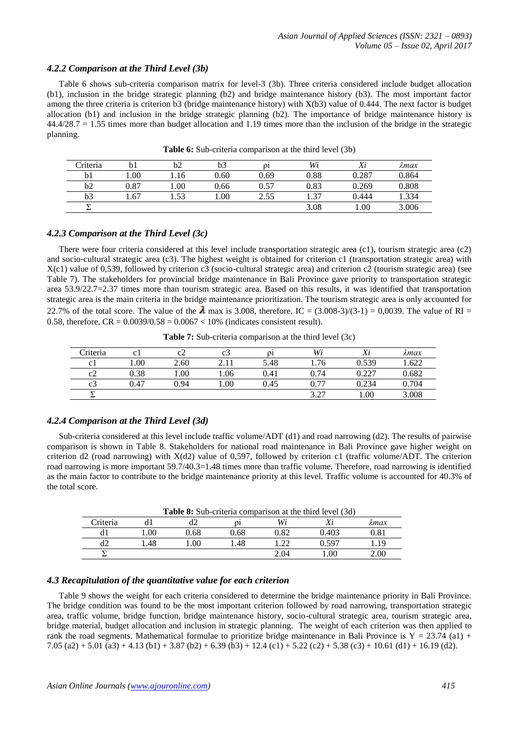### *4.2.2 Comparison at the Third Level (3b)*

Table 6 shows sub-criteria comparison matrix for level-3 (3b). Three criteria considered include budget allocation (b1), inclusion in the bridge strategic planning (b2) and bridge maintenance history (b3). The most important factor among the three criteria is criterion b3 (bridge maintenance history) with X(b3) value of 0.444. The next factor is budget allocation (b1) and inclusion in the bridge strategic planning (b2). The importance of bridge maintenance history is 44.4/28.7 = 1.55 times more than budget allocation and 1.19 times more than the inclusion of the bridge in the strategic planning.

**Table 6:** Sub-criteria comparison at the third level (3b)

| Criteria | b1 | b2 | b3 | ρi | *Wi* | *Xi* | *λmax* |
|---|---|---|---|---|---|---|---|
| b1 | 1.00 | 1.16 | 0.60 | 0.69 | 0.88 | 0.287 | 0.864 |
| b2 | 0.87 | 1.00 | 0.66 | 0.57 | 0.83 | 0.269 | 0.808 |
| b3 | 1.67 | 1.53 | 1.00 | 2.55 | 1.37 | 0.444 | 1.334 |
| Σ | | | | | 3.08 | 1.00 | 3.006 |

### *4.2.3 Comparison at the Third Level (3c)*

There were four criteria considered at this level include transportation strategic area (c1), tourism strategic area (c2) and socio-cultural strategic area (c3). The highest weight is obtained for criterion c1 (transportation strategic area) with X(c1) value of 0,539, followed by criterion c3 (socio-cultural strategic area) and criterion c2 (tourism strategic area) (see Table 7). The stakeholders for provincial bridge maintenance in Bali Province gave priority to transportation strategic area 53.9/22.7=2.37 times more than tourism strategic area. Based on this results, it was identified that transportation strategic area is the main criteria in the bridge maintenance prioritization. The tourism strategic area is only accounted for 22.7% of the total score. The value of the $\lambda$ max is 3.008, therefore, IC = (3.008-3)/(3-1) = 0,0039. The value of RI = 0.58, therefore, CR = 0.0039/0.58 = 0.0067 < 10% (indicates consistent result).

**Table 7:** Sub-criteria comparison at the third level (3c)

| Criteria | c1 | c2 | c3 | ρi | *Wi* | *Xi* | *λmax* |
|---|---|---|---|---|---|---|---|
| c1 | 1.00 | 2.60 | 2.11 | 5.48 | 1.76 | 0.539 | 1.622 |
| c2 | 0.38 | 1.00 | 1.06 | 0.41 | 0.74 | 0.227 | 0.682 |
| c3 | 0.47 | 0.94 | 1.00 | 0.45 | 0.77 | 0.234 | 0.704 |
| Σ | | | | | 3.27 | 1.00 | 3.008 |

### *4.2.4 Comparison at the Third Level (3d)*

Sub-criteria considered at this level include traffic volume/ADT (d1) and road narrowing (d2). The results of pairwise comparison is shown in Table 8. Stakeholders for national road maintenance in Bali Province gave higher weight on criterion d2 (road narrowing) with X(d2) value of 0,597, followed by criterion c1 (traffic volume/ADT. The criterion road narrowing is more important 59.7/40.3=1.48 times more than traffic volume. Therefore, road narrowing is identified as the main factor to contribute to the bridge maintenance priority at this level. Traffic volume is accounted for 40.3% of the total score.

**Table 8:** Sub-criteria comparison at the third level (3d)

| Criteria | d1 | d2 | ρi | *Wi* | *Xi* | *λmax* |
|---|---|---|---|---|---|---|
| d1 | 1.00 | 0.68 | 0.68 | 0.82 | 0.403 | 0.81 |
| d2 | 1.48 | 1.00 | 1.48 | 1.22 | 0.597 | 1.19 |
| Σ | | | | 2.04 | 1.00 | 2.00 |

### *4.3 Recapitulation of the quantitative value for each criterion*

Table 9 shows the weight for each criteria considered to determine the bridge maintenance priority in Bali Province. The bridge condition was found to be the most important criterion followed by road narrowing, transportation strategic area, traffic volume, bridge function, bridge maintenance history, socio-cultural strategic area, tourism strategic area, bridge material, budget allocation and inclusion in strategic planning. The weight of each criterion was then applied to rank the road segments. Mathematical formulae to prioritize bridge maintenance in Bali Province is Y = 23.74 (a1) + 7.05 (a2) + 5.01 (a3) + 4.13 (b1) + 3.87 (b2) + 6.39 (b3) + 12.4 (c1) + 5.22 (c2) + 5.38 (c3) + 10.61 (d1) + 16.19 (d2).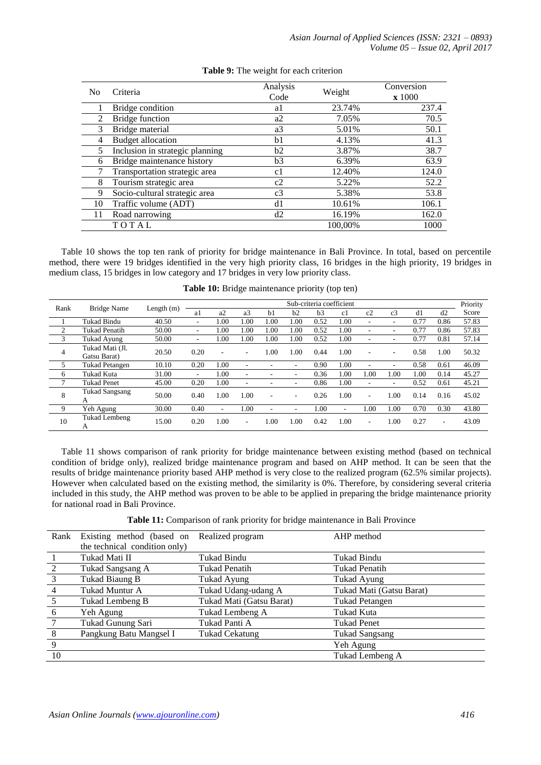**Table 9:** The weight for each criterion

| No | Criteria | Analysis Code | Weight | Conversion **x** 1000 |
|---|---|---|---|---|
| 1 | Bridge condition | a1 | 23.74% | 237.4 |
| 2 | Bridge function | a2 | 7.05% | 70.5 |
| 3 | Bridge material | a3 | 5.01% | 50.1 |
| 4 | Budget allocation | b1 | 4.13% | 41.3 |
| 5 | Inclusion in strategic planning | b2 | 3.87% | 38.7 |
| 6 | Bridge maintenance history | b3 | 6.39% | 63.9 |
| 7 | Transportation strategic area | c1 | 12.40% | 124.0 |
| 8 | Tourism strategic area | c2 | 5.22% | 52.2 |
| 9 | Socio-cultural strategic area | c3 | 5.38% | 53.8 |
| 10 | Traffic volume (ADT) | d1 | 10.61% | 106.1 |
| 11 | Road narrowing | d2 | 16.19% | 162.0 |
| | TOTAL | | 100,00% | 1000 |

Table 10 shows the top ten rank of priority for bridge maintenance in Bali Province. In total, based on percentile method, there were 19 bridges identified in the very high priority class, 16 bridges in the high priority, 19 bridges in medium class, 15 bridges in low category and 17 bridges in very low priority class.

**Table 10:** Bridge maintenance priority (top ten)

| Rank | Bridge Name | Length (m) | Sub-criteria coefficient | | | | | | | | | | | Priority Score |
|---|---|---|---|---|---|---|---|---|---|---|---|---|---|---|
| | | | a1 | a2 | a3 | b1 | b2 | b3 | c1 | c2 | c3 | d1 | d2 | |
| 1 | Tukad Bindu | 40.50 | - | 1.00 | 1.00 | 1.00 | 1.00 | 0.52 | 1.00 | - | - | 0.77 | 0.86 | 57.83 |
| 2 | Tukad Penatih | 50.00 | - | 1.00 | 1.00 | 1.00 | 1.00 | 0.52 | 1.00 | - | - | 0.77 | 0.86 | 57.83 |
| 3 | Tukad Ayung | 50.00 | - | 1.00 | 1.00 | 1.00 | 1.00 | 0.52 | 1.00 | - | - | 0.77 | 0.81 | 57.14 |
| 4 | Tukad Mati (Jl. Gatsu Barat) | 20.50 | 0.20 | - | - | 1.00 | 1.00 | 0.44 | 1.00 | - | - | 0.58 | 1.00 | 50.32 |
| 5 | Tukad Petangen | 10.10 | 0.20 | 1.00 | - | - | - | 0.90 | 1.00 | - | - | 0.58 | 0.61 | 46.09 |
| 6 | Tukad Kuta | 31.00 | - | 1.00 | - | - | - | 0.36 | 1.00 | 1.00 | 1.00 | 1.00 | 0.14 | 45.27 |
| 7 | Tukad Penet | 45.00 | 0.20 | 1.00 | - | - | - | 0.86 | 1.00 | - | - | 0.52 | 0.61 | 45.21 |
| 8 | Tukad Sangsang A | 50.00 | 0.40 | 1.00 | 1.00 | - | - | 0.26 | 1.00 | - | 1.00 | 0.14 | 0.16 | 45.02 |
| 9 | Yeh Agung | 30.00 | 0.40 | - | 1.00 | - | - | 1.00 | - | 1.00 | 1.00 | 0.70 | 0.30 | 43.80 |
| 10 | Tukad Lembeng A | 15.00 | 0.20 | 1.00 | - | 1.00 | 1.00 | 0.42 | 1.00 | - | 1.00 | 0.27 | - | 43.09 |

Table 11 shows comparison of rank priority for bridge maintenance between existing method (based on technical condition of bridge only), realized bridge maintenance program and based on AHP method. It can be seen that the results of bridge maintenance priority based AHP method is very close to the realized program (62.5% similar projects). However when calculated based on the existing method, the similarity is 0%. Therefore, by considering several criteria included in this study, the AHP method was proven to be able to be applied in preparing the bridge maintenance priority for national road in Bali Province.

**Table 11:** Comparison of rank priority for bridge maintenance in Bali Province

| Rank | Existing method (based on the technical condition only) | Realized program | AHP method |
|---|---|---|---|
| 1 | Tukad Mati II | Tukad Bindu | Tukad Bindu |
| 2 | Tukad Sangsang A | Tukad Penatih | Tukad Penatih |
| 3 | Tukad Biaung B | Tukad Ayung | Tukad Ayung |
| 4 | Tukad Muntur A | Tukad Udang-udang A | Tukad Mati (Gatsu Barat) |
| 5 | Tukad Lembeng B | Tukad Mati (Gatsu Barat) | Tukad Petangen |
| 6 | Yeh Agung | Tukad Lembeng A | Tukad Kuta |
| 7 | Tukad Gunung Sari | Tukad Panti A | Tukad Penet |
| 8 | Pangkung Batu Mangsel I | Tukad Cekatung | Tukad Sangsang |
| 9 | | | Yeh Agung |
| 10 | | | Tukad Lembeng A |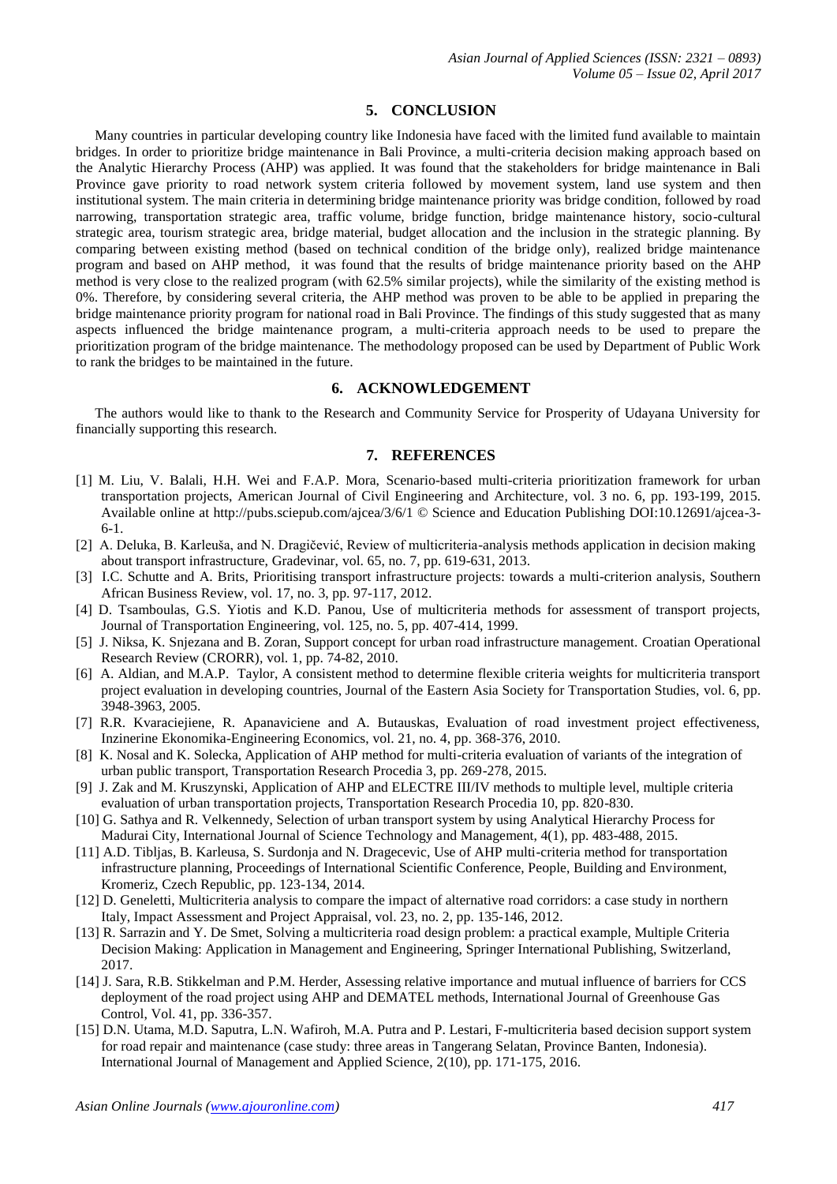## 5. CONCLUSION

Many countries in particular developing country like Indonesia have faced with the limited fund available to maintain bridges. In order to prioritize bridge maintenance in Bali Province, a multi-criteria decision making approach based on the Analytic Hierarchy Process (AHP) was applied. It was found that the stakeholders for bridge maintenance in Bali Province gave priority to road network system criteria followed by movement system, land use system and then institutional system. The main criteria in determining bridge maintenance priority was bridge condition, followed by road narrowing, transportation strategic area, traffic volume, bridge function, bridge maintenance history, socio-cultural strategic area, tourism strategic area, bridge material, budget allocation and the inclusion in the strategic planning. By comparing between existing method (based on technical condition of the bridge only), realized bridge maintenance program and based on AHP method, it was found that the results of bridge maintenance priority based on the AHP method is very close to the realized program (with 62.5% similar projects), while the similarity of the existing method is 0%. Therefore, by considering several criteria, the AHP method was proven to be able to be applied in preparing the bridge maintenance priority program for national road in Bali Province. The findings of this study suggested that as many aspects influenced the bridge maintenance program, a multi-criteria approach needs to be used to prepare the prioritization program of the bridge maintenance. The methodology proposed can be used by Department of Public Work to rank the bridges to be maintained in the future.

## 6. ACKNOWLEDGEMENT

The authors would like to thank to the Research and Community Service for Prosperity of Udayana University for financially supporting this research.

## 7. REFERENCES

[1] M. Liu, V. Balali, H.H. Wei and F.A.P. Mora, Scenario-based multi-criteria prioritization framework for urban transportation projects, American Journal of Civil Engineering and Architecture, vol. 3 no. 6, pp. 193-199, 2015. Available online at http://pubs.sciepub.com/ajcea/3/6/1 © Science and Education Publishing DOI:10.12691/ajcea-3-6-1.

[2] A. Deluka, B. Karleuša, and N. Dragičević, Review of multicriteria-analysis methods application in decision making about transport infrastructure, Gradevinar, vol. 65, no. 7, pp. 619-631, 2013.

[3] I.C. Schutte and A. Brits, Prioritising transport infrastructure projects: towards a multi-criterion analysis, Southern African Business Review, vol. 17, no. 3, pp. 97-117, 2012.

[4] D. Tsamboulas, G.S. Yiotis and K.D. Panou, Use of multicriteria methods for assessment of transport projects, Journal of Transportation Engineering, vol. 125, no. 5, pp. 407-414, 1999.

[5] J. Niksa, K. Snjezana and B. Zoran, Support concept for urban road infrastructure management. Croatian Operational Research Review (CRORR), vol. 1, pp. 74-82, 2010.

[6] A. Aldian, and M.A.P. Taylor, A consistent method to determine flexible criteria weights for multicriteria transport project evaluation in developing countries, Journal of the Eastern Asia Society for Transportation Studies, vol. 6, pp. 3948-3963, 2005.

[7] R.R. Kvaraciejiene, R. Apanaviciene and A. Butauskas, Evaluation of road investment project effectiveness, Inzinerine Ekonomika-Engineering Economics, vol. 21, no. 4, pp. 368-376, 2010.

[8] K. Nosal and K. Solecka, Application of AHP method for multi-criteria evaluation of variants of the integration of urban public transport, Transportation Research Procedia 3, pp. 269-278, 2015.

[9] J. Zak and M. Kruszynski, Application of AHP and ELECTRE III/IV methods to multiple level, multiple criteria evaluation of urban transportation projects, Transportation Research Procedia 10, pp. 820-830.

[10] G. Sathya and R. Velkennedy, Selection of urban transport system by using Analytical Hierarchy Process for Madurai City, International Journal of Science Technology and Management, 4(1), pp. 483-488, 2015.

[11] A.D. Tibljas, B. Karleusa, S. Surdonja and N. Dragecevic, Use of AHP multi-criteria method for transportation infrastructure planning, Proceedings of International Scientific Conference, People, Building and Environment, Kromeriz, Czech Republic, pp. 123-134, 2014.

[12] D. Geneletti, Multicriteria analysis to compare the impact of alternative road corridors: a case study in northern Italy, Impact Assessment and Project Appraisal, vol. 23, no. 2, pp. 135-146, 2012.

[13] R. Sarrazin and Y. De Smet, Solving a multicriteria road design problem: a practical example, Multiple Criteria Decision Making: Application in Management and Engineering, Springer International Publishing, Switzerland, 2017.

[14] J. Sara, R.B. Stikkelman and P.M. Herder, Assessing relative importance and mutual influence of barriers for CCS deployment of the road project using AHP and DEMATEL methods, International Journal of Greenhouse Gas Control, Vol. 41, pp. 336-357.

[15] D.N. Utama, M.D. Saputra, L.N. Wafiroh, M.A. Putra and P. Lestari, F-multicriteria based decision support system for road repair and maintenance (case study: three areas in Tangerang Selatan, Province Banten, Indonesia). International Journal of Management and Applied Science, 2(10), pp. 171-175, 2016.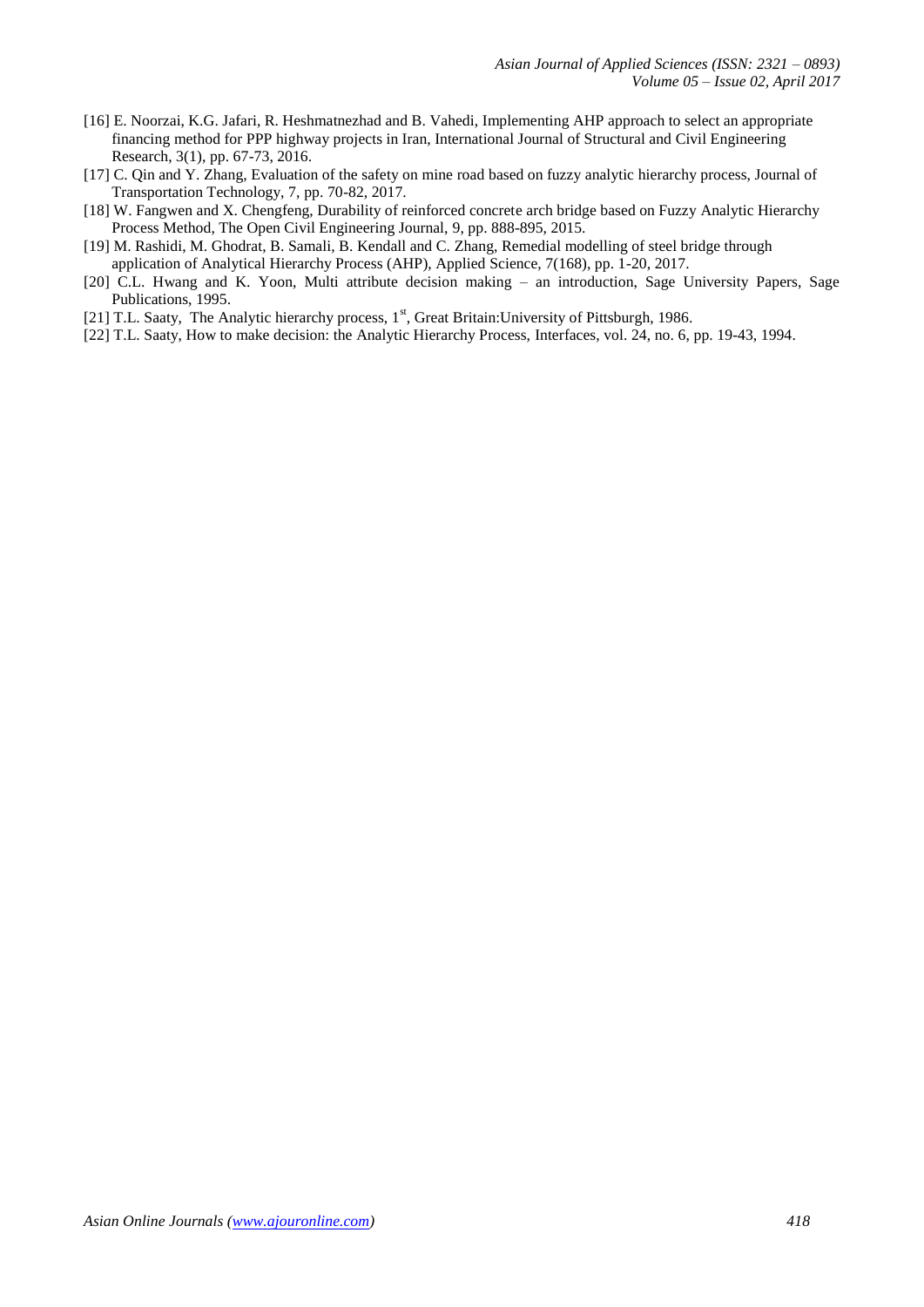[16] E. Noorzai, K.G. Jafari, R. Heshmatnezhad and B. Vahedi, Implementing AHP approach to select an appropriate financing method for PPP highway projects in Iran, International Journal of Structural and Civil Engineering Research, 3(1), pp. 67-73, 2016.

[17] C. Qin and Y. Zhang, Evaluation of the safety on mine road based on fuzzy analytic hierarchy process, Journal of Transportation Technology, 7, pp. 70-82, 2017.

[18] W. Fangwen and X. Chengfeng, Durability of reinforced concrete arch bridge based on Fuzzy Analytic Hierarchy Process Method, The Open Civil Engineering Journal, 9, pp. 888-895, 2015.

[19] M. Rashidi, M. Ghodrat, B. Samali, B. Kendall and C. Zhang, Remedial modelling of steel bridge through application of Analytical Hierarchy Process (AHP), Applied Science, 7(168), pp. 1-20, 2017.

[20] C.L. Hwang and K. Yoon, Multi attribute decision making – an introduction, Sage University Papers, Sage Publications, 1995.

[21] T.L. Saaty, The Analytic hierarchy process, 1st, Great Britain:University of Pittsburgh, 1986.

[22] T.L. Saaty, How to make decision: the Analytic Hierarchy Process, Interfaces, vol. 24, no. 6, pp. 19-43, 1994.